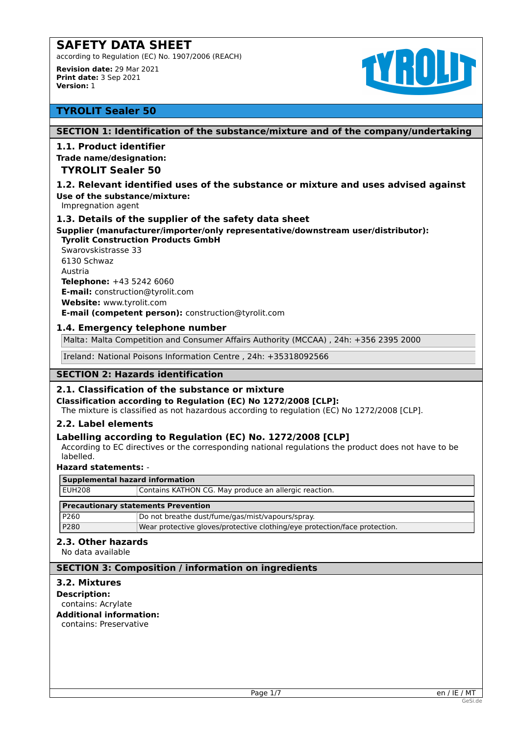# SAFETY DATA SHEET

according to Regulation (EC) No. 1907/2006 (REACH)

**Revision date:** 29 Mar 2021
**Print date:** 3 Sep 2021
**Version:** 1

## TYROLIT Sealer 50

## SECTION 1: Identification of the substance/mixture and of the company/undertaking

### 1.1. Product identifier

**Trade name/designation:**

**TYROLIT Sealer 50**

### 1.2. Relevant identified uses of the substance or mixture and uses advised against

**Use of the substance/mixture:**
Impregnation agent

### 1.3. Details of the supplier of the safety data sheet

**Supplier (manufacturer/importer/only representative/downstream user/distributor):**
**Tyrolit Construction Products GmbH**
Swarovskistrasse 33
6130 Schwaz
Austria
**Telephone:** +43 5242 6060
**E-mail:** construction@tyrolit.com
**Website:** www.tyrolit.com
**E-mail (competent person):** construction@tyrolit.com

### 1.4. Emergency telephone number

Malta: Malta Competition and Consumer Affairs Authority (MCCAA) , 24h: +356 2395 2000

Ireland: National Poisons Information Centre , 24h: +35318092566

## SECTION 2: Hazards identification

### 2.1. Classification of the substance or mixture

**Classification according to Regulation (EC) No 1272/2008 [CLP]:**
The mixture is classified as not hazardous according to regulation (EC) No 1272/2008 [CLP].

### 2.2. Label elements

### Labelling according to Regulation (EC) No. 1272/2008 [CLP]

According to EC directives or the corresponding national regulations the product does not have to be labelled.

**Hazard statements:** -

| Supplemental hazard information | |
|---|---|
| EUH208 | Contains KATHON CG. May produce an allergic reaction. |

| Precautionary statements Prevention | |
|---|---|
| P260 | Do not breathe dust/fume/gas/mist/vapours/spray. |
| P280 | Wear protective gloves/protective clothing/eye protection/face protection. |

### 2.3. Other hazards

No data available

## SECTION 3: Composition / information on ingredients

### 3.2. Mixtures

**Description:**
contains: Acrylate

**Additional information:**
contains: Preservative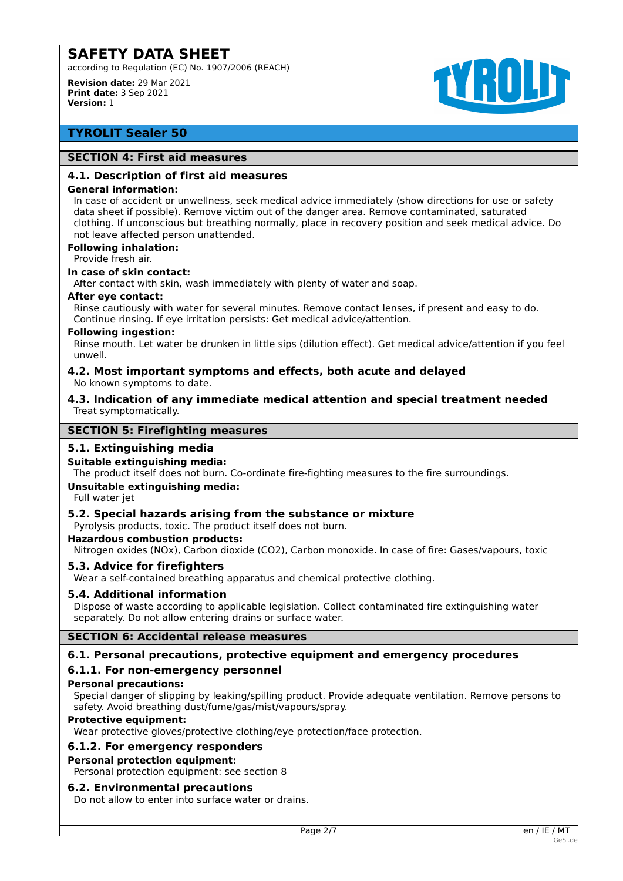# SAFETY DATA SHEET

according to Regulation (EC) No. 1907/2006 (REACH)

**Revision date:** 29 Mar 2021
**Print date:** 3 Sep 2021
**Version:** 1

## TYROLIT Sealer 50

## SECTION 4: First aid measures

### 4.1. Description of first aid measures

**General information:**

In case of accident or unwellness, seek medical advice immediately (show directions for use or safety data sheet if possible). Remove victim out of the danger area. Remove contaminated, saturated clothing. If unconscious but breathing normally, place in recovery position and seek medical advice. Do not leave affected person unattended.

**Following inhalation:**

Provide fresh air.

**In case of skin contact:**

After contact with skin, wash immediately with plenty of water and soap.

**After eye contact:**

Rinse cautiously with water for several minutes. Remove contact lenses, if present and easy to do. Continue rinsing. If eye irritation persists: Get medical advice/attention.

**Following ingestion:**

Rinse mouth. Let water be drunken in little sips (dilution effect). Get medical advice/attention if you feel unwell.

### 4.2. Most important symptoms and effects, both acute and delayed

No known symptoms to date.

### 4.3. Indication of any immediate medical attention and special treatment needed

Treat symptomatically.

## SECTION 5: Firefighting measures

### 5.1. Extinguishing media

**Suitable extinguishing media:**

The product itself does not burn. Co-ordinate fire-fighting measures to the fire surroundings.

**Unsuitable extinguishing media:**

Full water jet

### 5.2. Special hazards arising from the substance or mixture

Pyrolysis products, toxic. The product itself does not burn.

**Hazardous combustion products:**

Nitrogen oxides (NOx), Carbon dioxide ($CO_2$), Carbon monoxide. In case of fire: Gases/vapours, toxic

### 5.3. Advice for firefighters

Wear a self-contained breathing apparatus and chemical protective clothing.

### 5.4. Additional information

Dispose of waste according to applicable legislation. Collect contaminated fire extinguishing water separately. Do not allow entering drains or surface water.

## SECTION 6: Accidental release measures

### 6.1. Personal precautions, protective equipment and emergency procedures

#### 6.1.1. For non-emergency personnel

**Personal precautions:**

Special danger of slipping by leaking/spilling product. Provide adequate ventilation. Remove persons to safety. Avoid breathing dust/fume/gas/mist/vapours/spray.

**Protective equipment:**

Wear protective gloves/protective clothing/eye protection/face protection.

#### 6.1.2. For emergency responders

**Personal protection equipment:**

Personal protection equipment: see section 8

### 6.2. Environmental precautions

Do not allow to enter into surface water or drains.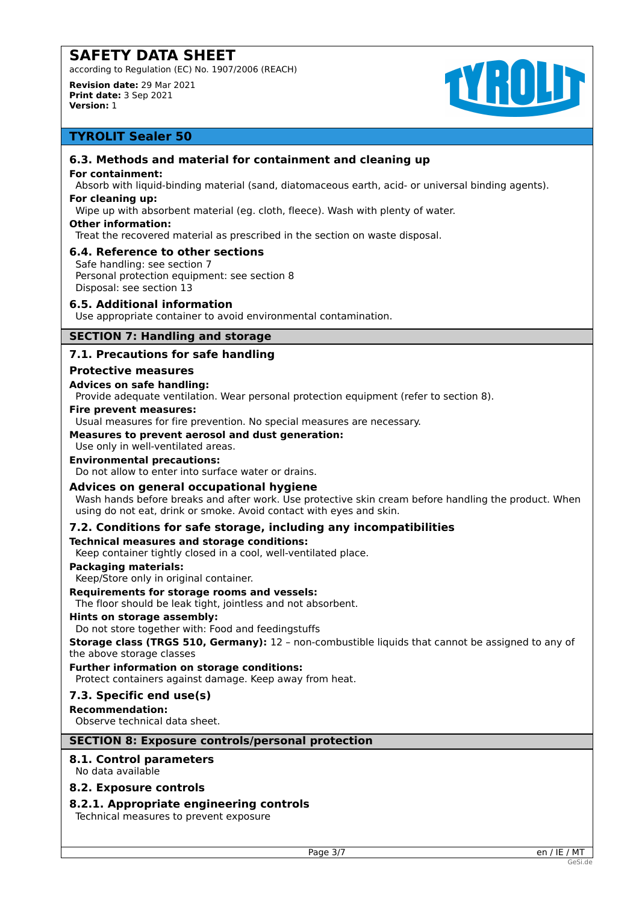## 6.3. Methods and material for containment and cleaning up

**For containment:**

Absorb with liquid-binding material (sand, diatomaceous earth, acid- or universal binding agents).

**For cleaning up:**

Wipe up with absorbent material (eg. cloth, fleece). Wash with plenty of water.

**Other information:**

Treat the recovered material as prescribed in the section on waste disposal.

## 6.4. Reference to other sections

Safe handling: see section 7
Personal protection equipment: see section 8
Disposal: see section 13

## 6.5. Additional information

Use appropriate container to avoid environmental contamination.

# SECTION 7: Handling and storage

## 7.1. Precautions for safe handling

### Protective measures

**Advices on safe handling:**

Provide adequate ventilation. Wear personal protection equipment (refer to section 8).

**Fire prevent measures:**

Usual measures for fire prevention. No special measures are necessary.

**Measures to prevent aerosol and dust generation:**

Use only in well-ventilated areas.

**Environmental precautions:**

Do not allow to enter into surface water or drains.

### Advices on general occupational hygiene

Wash hands before breaks and after work. Use protective skin cream before handling the product. When using do not eat, drink or smoke. Avoid contact with eyes and skin.

## 7.2. Conditions for safe storage, including any incompatibilities

**Technical measures and storage conditions:**

Keep container tightly closed in a cool, well-ventilated place.

**Packaging materials:**

Keep/Store only in original container.

**Requirements for storage rooms and vessels:**

The floor should be leak tight, jointless and not absorbent.

**Hints on storage assembly:**

Do not store together with: Food and feedingstuffs

**Storage class (TRGS 510, Germany):** 12 – non-combustible liquids that cannot be assigned to any of the above storage classes

**Further information on storage conditions:**

Protect containers against damage. Keep away from heat.

## 7.3. Specific end use(s)

**Recommendation:**

Observe technical data sheet.

# SECTION 8: Exposure controls/personal protection

## 8.1. Control parameters

No data available

## 8.2. Exposure controls

## 8.2.1. Appropriate engineering controls

Technical measures to prevent exposure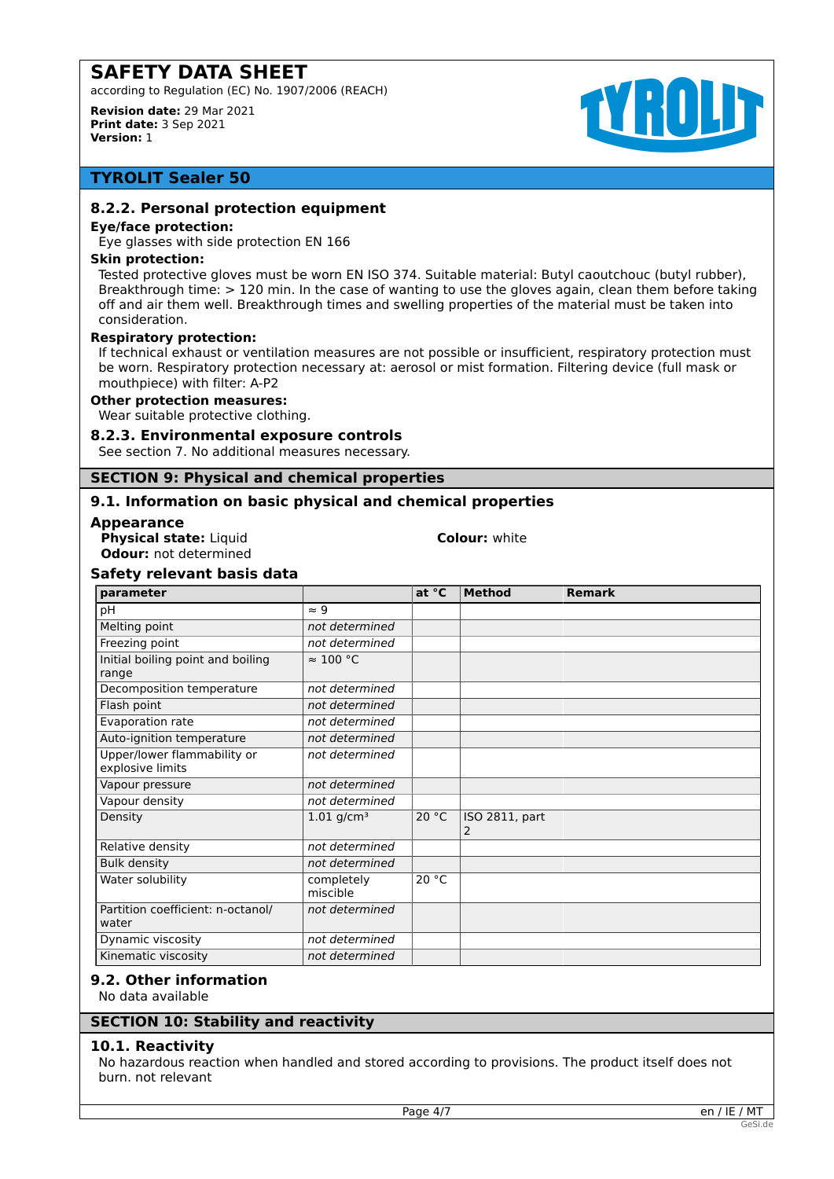## 8.2.2. Personal protection equipment

**Eye/face protection:**

Eye glasses with side protection EN 166

**Skin protection:**

Tested protective gloves must be worn EN ISO 374. Suitable material: Butyl caoutchouc (butyl rubber), Breakthrough time: > 120 min. In the case of wanting to use the gloves again, clean them before taking off and air them well. Breakthrough times and swelling properties of the material must be taken into consideration.

**Respiratory protection:**

If technical exhaust or ventilation measures are not possible or insufficient, respiratory protection must be worn. Respiratory protection necessary at: aerosol or mist formation. Filtering device (full mask or mouthpiece) with filter: A-P2

**Other protection measures:**

Wear suitable protective clothing.

## 8.2.3. Environmental exposure controls

See section 7. No additional measures necessary.

# SECTION 9: Physical and chemical properties

## 9.1. Information on basic physical and chemical properties

### Appearance

**Physical state:** Liquid

**Colour:** white

**Odour:** not determined

### Safety relevant basis data

| parameter | | at °C | Method | Remark |
|---|---|---|---|---|
| pH | ≈ 9 | | | |
| Melting point | *not determined* | | | |
| Freezing point | *not determined* | | | |
| Initial boiling point and boiling range | ≈ 100 °C | | | |
| Decomposition temperature | *not determined* | | | |
| Flash point | *not determined* | | | |
| Evaporation rate | *not determined* | | | |
| Auto-ignition temperature | *not determined* | | | |
| Upper/lower flammability or explosive limits | *not determined* | | | |
| Vapour pressure | *not determined* | | | |
| Vapour density | *not determined* | | | |
| Density | 1.01 g/cm³ | 20 °C | ISO 2811, part 2 | |
| Relative density | *not determined* | | | |
| Bulk density | *not determined* | | | |
| Water solubility | completely miscible | 20 °C | | |
| Partition coefficient: n-octanol/water | *not determined* | | | |
| Dynamic viscosity | *not determined* | | | |
| Kinematic viscosity | *not determined* | | | |

## 9.2. Other information

No data available

# SECTION 10: Stability and reactivity

## 10.1. Reactivity

No hazardous reaction when handled and stored according to provisions. The product itself does not burn. not relevant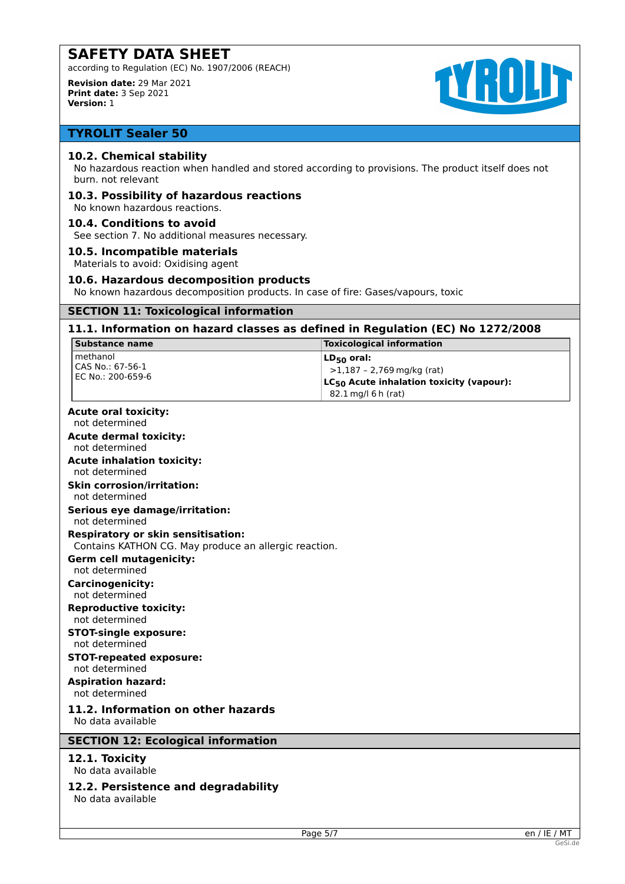### 10.2. Chemical stability

No hazardous reaction when handled and stored according to provisions. The product itself does not burn. not relevant

### 10.3. Possibility of hazardous reactions

No known hazardous reactions.

### 10.4. Conditions to avoid

See section 7. No additional measures necessary.

### 10.5. Incompatible materials

Materials to avoid: Oxidising agent

### 10.6. Hazardous decomposition products

No known hazardous decomposition products. In case of fire: Gases/vapours, toxic

## SECTION 11: Toxicological information

### 11.1. Information on hazard classes as defined in Regulation (EC) No 1272/2008

| Substance name | Toxicological information |
|---|---|
| methanol<br>CAS No.: 67-56-1<br>EC No.: 200-659-6 | **$LD_{50}$ oral:**<br>>1,187 – 2,769 mg/kg (rat)<br>**$LC_{50}$ Acute inhalation toxicity (vapour):**<br>82.1 mg/l 6 h (rat) |

**Acute oral toxicity:**
not determined

**Acute dermal toxicity:**
not determined

**Acute inhalation toxicity:**
not determined

**Skin corrosion/irritation:**
not determined

**Serious eye damage/irritation:**
not determined

**Respiratory or skin sensitisation:**
Contains KATHON CG. May produce an allergic reaction.

**Germ cell mutagenicity:**
not determined

**Carcinogenicity:**
not determined

**Reproductive toxicity:**
not determined

**STOT-single exposure:**
not determined

**STOT-repeated exposure:**
not determined

**Aspiration hazard:**
not determined

### 11.2. Information on other hazards

No data available

## SECTION 12: Ecological information

### 12.1. Toxicity

No data available

### 12.2. Persistence and degradability

No data available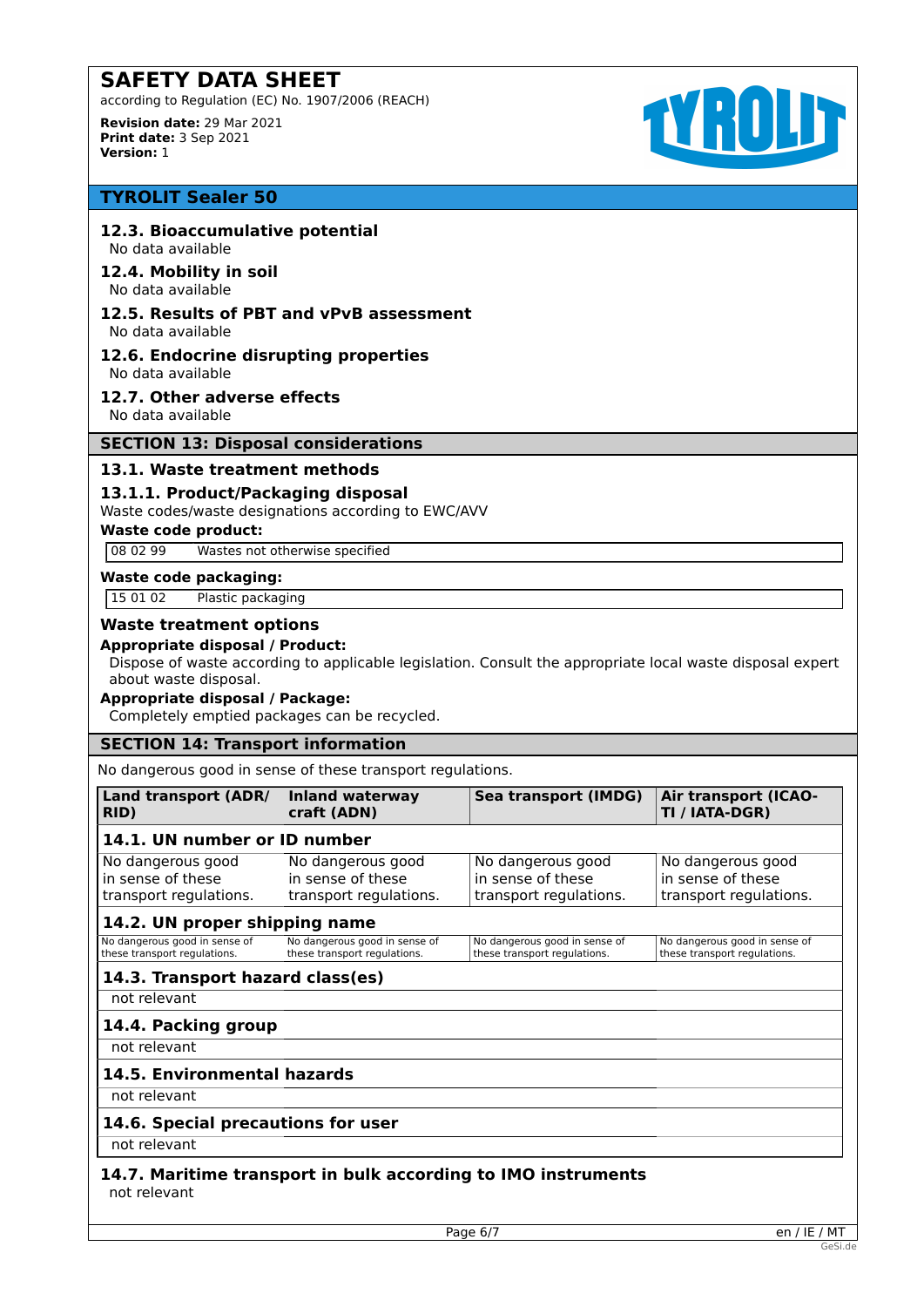# SAFETY DATA SHEET

according to Regulation (EC) No. 1907/2006 (REACH)

**Revision date:** 29 Mar 2021
**Print date:** 3 Sep 2021
**Version:** 1

## TYROLIT Sealer 50

### 12.3. Bioaccumulative potential

No data available

### 12.4. Mobility in soil

No data available

### 12.5. Results of PBT and vPvB assessment

No data available

### 12.6. Endocrine disrupting properties

No data available

### 12.7. Other adverse effects

No data available

## SECTION 13: Disposal considerations

### 13.1. Waste treatment methods

#### 13.1.1. Product/Packaging disposal

Waste codes/waste designations according to EWC/AVV

**Waste code product:**

| | |
|---|---|
| 08 02 99 | Wastes not otherwise specified |

**Waste code packaging:**

| | |
|---|---|
| 15 01 02 | Plastic packaging |

#### Waste treatment options

**Appropriate disposal / Product:**

Dispose of waste according to applicable legislation. Consult the appropriate local waste disposal expert about waste disposal.

**Appropriate disposal / Package:**

Completely emptied packages can be recycled.

## SECTION 14: Transport information

No dangerous good in sense of these transport regulations.

| Land transport (ADR/RID) | Inland waterway craft (ADN) | Sea transport (IMDG) | Air transport (ICAO-TI / IATA-DGR) |
|---|---|---|---|
| **14.1. UN number or ID number** | | | |
| No dangerous good in sense of these transport regulations. | No dangerous good in sense of these transport regulations. | No dangerous good in sense of these transport regulations. | No dangerous good in sense of these transport regulations. |
| **14.2. UN proper shipping name** | | | |
| No dangerous good in sense of these transport regulations. | No dangerous good in sense of these transport regulations. | No dangerous good in sense of these transport regulations. | No dangerous good in sense of these transport regulations. |
| **14.3. Transport hazard class(es)** | | | |
| not relevant | | | |
| **14.4. Packing group** | | | |
| not relevant | | | |
| **14.5. Environmental hazards** | | | |
| not relevant | | | |
| **14.6. Special precautions for user** | | | |
| not relevant | | | |

### 14.7. Maritime transport in bulk according to IMO instruments

not relevant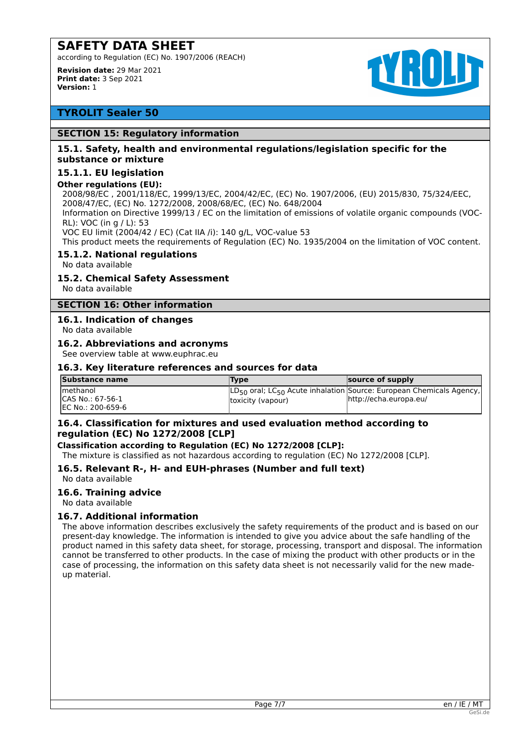# SAFETY DATA SHEET

according to Regulation (EC) No. 1907/2006 (REACH)

**Revision date:** 29 Mar 2021
**Print date:** 3 Sep 2021
**Version:** 1

## TYROLIT Sealer 50

## SECTION 15: Regulatory information

### 15.1. Safety, health and environmental regulations/legislation specific for the substance or mixture

### 15.1.1. EU legislation

**Other regulations (EU):**

2008/98/EC , 2001/118/EC, 1999/13/EC, 2004/42/EC, (EC) No. 1907/2006, (EU) 2015/830, 75/324/EEC, 2008/47/EC, (EC) No. 1272/2008, 2008/68/EC, (EC) No. 648/2004

Information on Directive 1999/13 / EC on the limitation of emissions of volatile organic compounds (VOC-RL): VOC (in g / L): 53

VOC EU limit (2004/42 / EC) (Cat IIA /i): 140 g/L, VOC-value 53

This product meets the requirements of Regulation (EC) No. 1935/2004 on the limitation of VOC content.

### 15.1.2. National regulations

No data available

### 15.2. Chemical Safety Assessment

No data available

## SECTION 16: Other information

### 16.1. Indication of changes

No data available

### 16.2. Abbreviations and acronyms

See overview table at www.euphrac.eu

### 16.3. Key literature references and sources for data

| Substance name | Type | source of supply |
|---|---|---|
| methanol<br>CAS No.: 67-56-1<br>EC No.: 200-659-6 | $LD_{50}$ oral; $LC_{50}$ Acute inhalation toxicity (vapour) | Source: European Chemicals Agency, http://echa.europa.eu/ |

### 16.4. Classification for mixtures and used evaluation method according to regulation (EC) No 1272/2008 [CLP]

**Classification according to Regulation (EC) No 1272/2008 [CLP]:**

The mixture is classified as not hazardous according to regulation (EC) No 1272/2008 [CLP].

### 16.5. Relevant R-, H- and EUH-phrases (Number and full text)

No data available

### 16.6. Training advice

No data available

### 16.7. Additional information

The above information describes exclusively the safety requirements of the product and is based on our present-day knowledge. The information is intended to give you advice about the safe handling of the product named in this safety data sheet, for storage, processing, transport and disposal. The information cannot be transferred to other products. In the case of mixing the product with other products or in the case of processing, the information on this safety data sheet is not necessarily valid for the new made-up material.